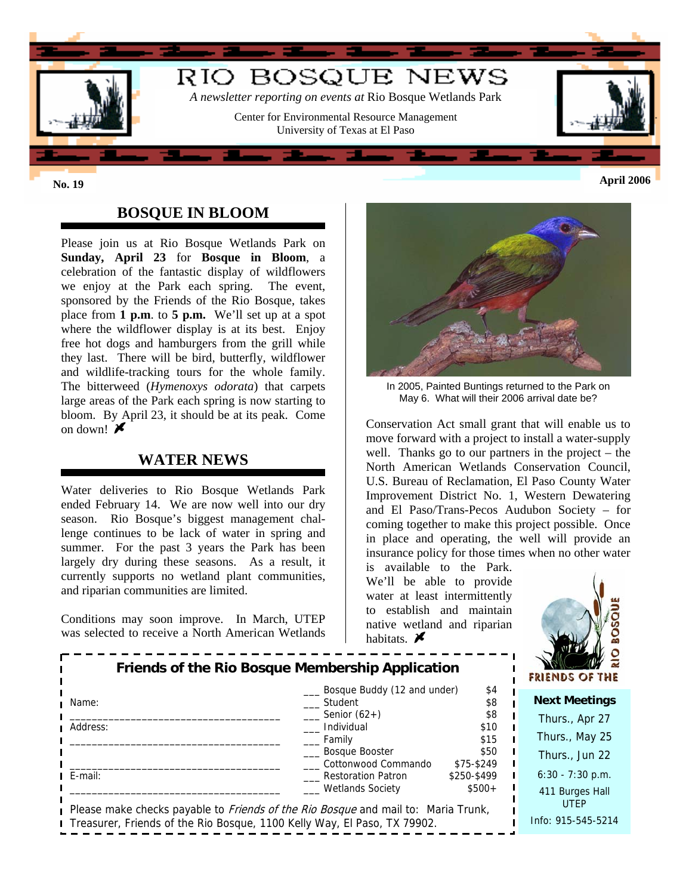# RIO BOSQUE NEWS

*A newsletter reporting on events at* Rio Bosque Wetlands Park

Center for Environmental Resource Management
University of Texas at El Paso

**No. 19** **April 2006**

## BOSQUE IN BLOOM

Please join us at Rio Bosque Wetlands Park on **Sunday, April 23** for **Bosque in Bloom**, a celebration of the fantastic display of wildflowers we enjoy at the Park each spring. The event, sponsored by the Friends of the Rio Bosque, takes place from **1 p.m**. to **5 p.m.** We'll set up at a spot where the wildflower display is at its best. Enjoy free hot dogs and hamburgers from the grill while they last. There will be bird, butterfly, wildflower and wildlife-tracking tours for the whole family. The bitterweed (*Hymenoxys odorata*) that carpets large areas of the Park each spring is now starting to bloom. By April 23, it should be at its peak. Come on down!

## WATER NEWS

Water deliveries to Rio Bosque Wetlands Park ended February 14. We are now well into our dry season. Rio Bosque's biggest management challenge continues to be lack of water in spring and summer. For the past 3 years the Park has been largely dry during these seasons. As a result, it currently supports no wetland plant communities, and riparian communities are limited.

Conditions may soon improve. In March, UTEP was selected to receive a North American Wetlands Conservation Act small grant that will enable us to move forward with a project to install a water-supply well. Thanks go to our partners in the project – the North American Wetlands Conservation Council, U.S. Bureau of Reclamation, El Paso County Water Improvement District No. 1, Western Dewatering and El Paso/Trans-Pecos Audubon Society – for coming together to make this project possible. Once in place and operating, the well will provide an insurance policy for those times when no other water is available to the Park. We'll be able to provide water at least intermittently to establish and maintain native wetland and riparian habitats.

In 2005, Painted Buntings returned to the Park on May 6. What will their 2006 arrival date be?

### Friends of the Rio Bosque Membership Application

Name: ____________________________________

Address: ____________________________________

____________________________________

E-mail: ____________________________________

| | Membership | Amount |
|---|---|---|
| ___ | Bosque Buddy (12 and under) | $4 |
| ___ | Student | $8 |
| ___ | Senior (62+) | $8 |
| ___ | Individual | $10 |
| ___ | Family | $15 |
| ___ | Bosque Booster | $50 |
| ___ | Cottonwood Commando | $75-$249 |
| ___ | Restoration Patron | $250-$499 |
| ___ | Wetlands Society | $500+ |

Please make checks payable to *Friends of the Rio Bosque* and mail to: Maria Trunk, Treasurer, Friends of the Rio Bosque, 1100 Kelly Way, El Paso, TX 79902.

FRIENDS OF THE RIO BOSQUE

**Next Meetings**

Thurs., Apr 27
Thurs., May 25
Thurs., Jun 22
6:30 - 7:30 p.m.
411 Burges Hall
UTEP
Info: 915-545-5214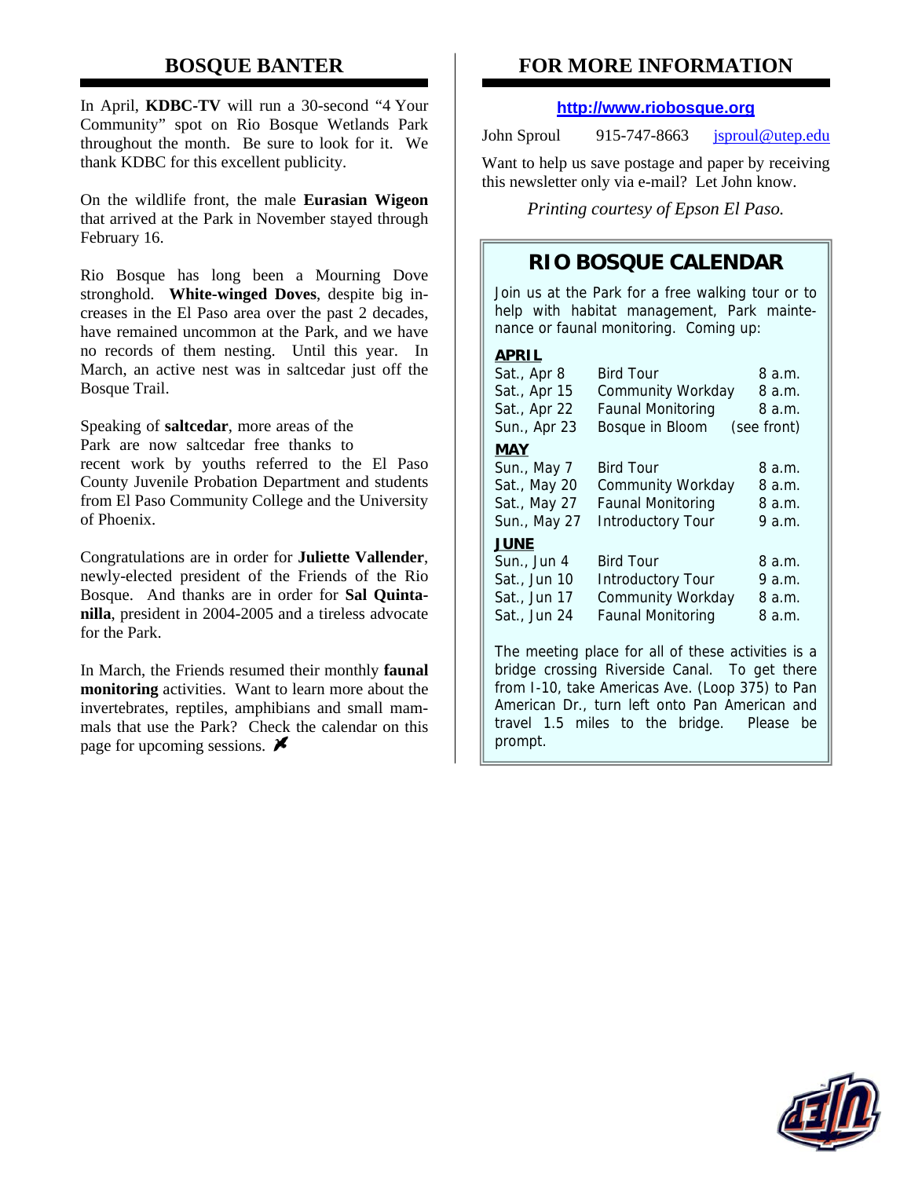## BOSQUE BANTER

In April, **KDBC-TV** will run a 30-second "4 Your Community" spot on Rio Bosque Wetlands Park throughout the month. Be sure to look for it. We thank KDBC for this excellent publicity.

On the wildlife front, the male **Eurasian Wigeon** that arrived at the Park in November stayed through February 16.

Rio Bosque has long been a Mourning Dove stronghold. **White-winged Doves**, despite big increases in the El Paso area over the past 2 decades, have remained uncommon at the Park, and we have no records of them nesting. Until this year. In March, an active nest was in saltcedar just off the Bosque Trail.

Speaking of **saltcedar**, more areas of the Park are now saltcedar free thanks to recent work by youths referred to the El Paso County Juvenile Probation Department and students from El Paso Community College and the University of Phoenix.

Congratulations are in order for **Juliette Vallender**, newly-elected president of the Friends of the Rio Bosque. And thanks are in order for **Sal Quintanilla**, president in 2004-2005 and a tireless advocate for the Park.

In March, the Friends resumed their monthly **faunal monitoring** activities. Want to learn more about the invertebrates, reptiles, amphibians and small mammals that use the Park? Check the calendar on this page for upcoming sessions.

## FOR MORE INFORMATION

**http://www.riobosque.org**

John Sproul 915-747-8663 jsproul@utep.edu

Want to help us save postage and paper by receiving this newsletter only via e-mail? Let John know.

*Printing courtesy of Epson El Paso.*

## RIO BOSQUE CALENDAR

Join us at the Park for a free walking tour or to help with habitat management, Park maintenance or faunal monitoring. Coming up:

**APRIL**

| | | |
|---|---|---|
| Sat., Apr 8 | Bird Tour | 8 a.m. |
| Sat., Apr 15 | Community Workday | 8 a.m. |
| Sat., Apr 22 | Faunal Monitoring | 8 a.m. |
| Sun., Apr 23 | Bosque in Bloom | (see front) |

**MAY**

| | | |
|---|---|---|
| Sun., May 7 | Bird Tour | 8 a.m. |
| Sat., May 20 | Community Workday | 8 a.m. |
| Sat., May 27 | Faunal Monitoring | 8 a.m. |
| Sun., May 27 | Introductory Tour | 9 a.m. |

**JUNE**

| | | |
|---|---|---|
| Sun., Jun 4 | Bird Tour | 8 a.m. |
| Sat., Jun 10 | Introductory Tour | 9 a.m. |
| Sat., Jun 17 | Community Workday | 8 a.m. |
| Sat., Jun 24 | Faunal Monitoring | 8 a.m. |

The meeting place for all of these activities is a bridge crossing Riverside Canal. To get there from I-10, take Americas Ave. (Loop 375) to Pan American Dr., turn left onto Pan American and travel 1.5 miles to the bridge. Please be prompt.